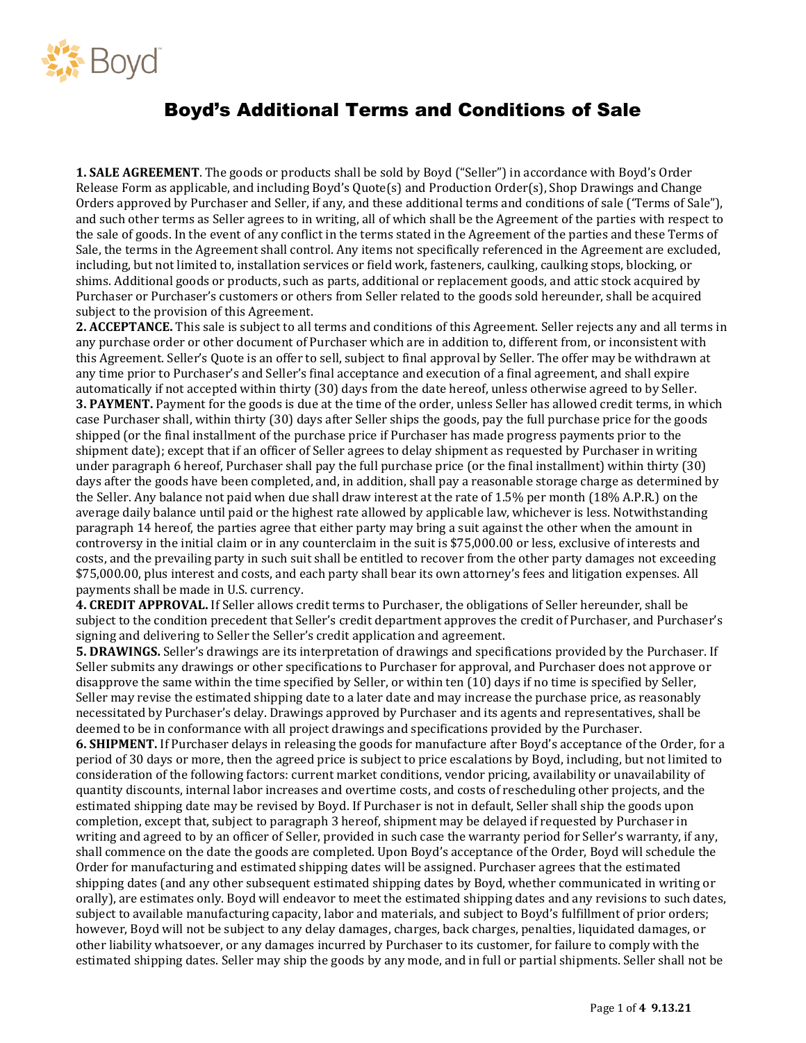# Boyd's Additional Terms and Conditions of Sale

**1. SALE AGREEMENT**. The goods or products shall be sold by Boyd ("Seller") in accordance with Boyd's Order Release Form as applicable, and including Boyd's Quote(s) and Production Order(s), Shop Drawings and Change Orders approved by Purchaser and Seller, if any, and these additional terms and conditions of sale ('Terms of Sale"), and such other terms as Seller agrees to in writing, all of which shall be the Agreement of the parties with respect to the sale of goods. In the event of any conflict in the terms stated in the Agreement of the parties and these Terms of Sale, the terms in the Agreement shall control. Any items not specifically referenced in the Agreement are excluded, including, but not limited to, installation services or field work, fasteners, caulking, caulking stops, blocking, or shims. Additional goods or products, such as parts, additional or replacement goods, and attic stock acquired by Purchaser or Purchaser's customers or others from Seller related to the goods sold hereunder, shall be acquired subject to the provision of this Agreement.

**2. ACCEPTANCE.** This sale is subject to all terms and conditions of this Agreement. Seller rejects any and all terms in any purchase order or other document of Purchaser which are in addition to, different from, or inconsistent with this Agreement. Seller's Quote is an offer to sell, subject to final approval by Seller. The offer may be withdrawn at any time prior to Purchaser's and Seller's final acceptance and execution of a final agreement, and shall expire automatically if not accepted within thirty (30) days from the date hereof, unless otherwise agreed to by Seller.

**3. PAYMENT.** Payment for the goods is due at the time of the order, unless Seller has allowed credit terms, in which case Purchaser shall, within thirty (30) days after Seller ships the goods, pay the full purchase price for the goods shipped (or the final installment of the purchase price if Purchaser has made progress payments prior to the shipment date); except that if an officer of Seller agrees to delay shipment as requested by Purchaser in writing under paragraph 6 hereof, Purchaser shall pay the full purchase price (or the final installment) within thirty (30) days after the goods have been completed, and, in addition, shall pay a reasonable storage charge as determined by the Seller. Any balance not paid when due shall draw interest at the rate of 1.5% per month (18% A.P.R.) on the average daily balance until paid or the highest rate allowed by applicable law, whichever is less. Notwithstanding paragraph 14 hereof, the parties agree that either party may bring a suit against the other when the amount in controversy in the initial claim or in any counterclaim in the suit is $75,000.00 or less, exclusive of interests and costs, and the prevailing party in such suit shall be entitled to recover from the other party damages not exceeding $75,000.00, plus interest and costs, and each party shall bear its own attorney's fees and litigation expenses. All payments shall be made in U.S. currency.

**4. CREDIT APPROVAL.** If Seller allows credit terms to Purchaser, the obligations of Seller hereunder, shall be subject to the condition precedent that Seller's credit department approves the credit of Purchaser, and Purchaser's signing and delivering to Seller the Seller's credit application and agreement.

**5. DRAWINGS.** Seller's drawings are its interpretation of drawings and specifications provided by the Purchaser. If Seller submits any drawings or other specifications to Purchaser for approval, and Purchaser does not approve or disapprove the same within the time specified by Seller, or within ten (10) days if no time is specified by Seller, Seller may revise the estimated shipping date to a later date and may increase the purchase price, as reasonably necessitated by Purchaser's delay. Drawings approved by Purchaser and its agents and representatives, shall be deemed to be in conformance with all project drawings and specifications provided by the Purchaser.

**6. SHIPMENT.** If Purchaser delays in releasing the goods for manufacture after Boyd's acceptance of the Order, for a period of 30 days or more, then the agreed price is subject to price escalations by Boyd, including, but not limited to consideration of the following factors: current market conditions, vendor pricing, availability or unavailability of quantity discounts, internal labor increases and overtime costs, and costs of rescheduling other projects, and the estimated shipping date may be revised by Boyd. If Purchaser is not in default, Seller shall ship the goods upon completion, except that, subject to paragraph 3 hereof, shipment may be delayed if requested by Purchaser in writing and agreed to by an officer of Seller, provided in such case the warranty period for Seller's warranty, if any, shall commence on the date the goods are completed. Upon Boyd's acceptance of the Order, Boyd will schedule the Order for manufacturing and estimated shipping dates will be assigned. Purchaser agrees that the estimated shipping dates (and any other subsequent estimated shipping dates by Boyd, whether communicated in writing or orally), are estimates only. Boyd will endeavor to meet the estimated shipping dates and any revisions to such dates, subject to available manufacturing capacity, labor and materials, and subject to Boyd's fulfillment of prior orders; however, Boyd will not be subject to any delay damages, charges, back charges, penalties, liquidated damages, or other liability whatsoever, or any damages incurred by Purchaser to its customer, for failure to comply with the estimated shipping dates. Seller may ship the goods by any mode, and in full or partial shipments. Seller shall not be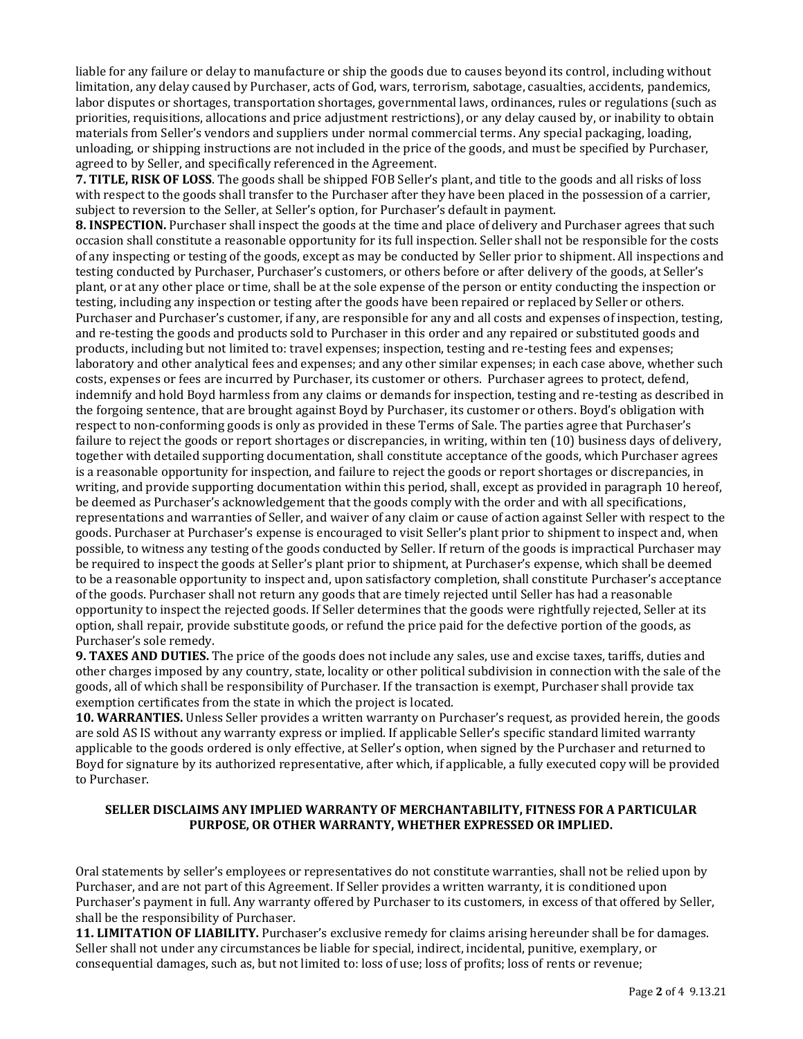liable for any failure or delay to manufacture or ship the goods due to causes beyond its control, including without limitation, any delay caused by Purchaser, acts of God, wars, terrorism, sabotage, casualties, accidents, pandemics, labor disputes or shortages, transportation shortages, governmental laws, ordinances, rules or regulations (such as priorities, requisitions, allocations and price adjustment restrictions), or any delay caused by, or inability to obtain materials from Seller's vendors and suppliers under normal commercial terms. Any special packaging, loading, unloading, or shipping instructions are not included in the price of the goods, and must be specified by Purchaser, agreed to by Seller, and specifically referenced in the Agreement.

**7. TITLE, RISK OF LOSS**. The goods shall be shipped FOB Seller's plant, and title to the goods and all risks of loss with respect to the goods shall transfer to the Purchaser after they have been placed in the possession of a carrier, subject to reversion to the Seller, at Seller's option, for Purchaser's default in payment.

**8. INSPECTION.** Purchaser shall inspect the goods at the time and place of delivery and Purchaser agrees that such occasion shall constitute a reasonable opportunity for its full inspection. Seller shall not be responsible for the costs of any inspecting or testing of the goods, except as may be conducted by Seller prior to shipment. All inspections and testing conducted by Purchaser, Purchaser's customers, or others before or after delivery of the goods, at Seller's plant, or at any other place or time, shall be at the sole expense of the person or entity conducting the inspection or testing, including any inspection or testing after the goods have been repaired or replaced by Seller or others. Purchaser and Purchaser's customer, if any, are responsible for any and all costs and expenses of inspection, testing, and re-testing the goods and products sold to Purchaser in this order and any repaired or substituted goods and products, including but not limited to: travel expenses; inspection, testing and re-testing fees and expenses; laboratory and other analytical fees and expenses; and any other similar expenses; in each case above, whether such costs, expenses or fees are incurred by Purchaser, its customer or others. Purchaser agrees to protect, defend, indemnify and hold Boyd harmless from any claims or demands for inspection, testing and re-testing as described in the forgoing sentence, that are brought against Boyd by Purchaser, its customer or others. Boyd's obligation with respect to non-conforming goods is only as provided in these Terms of Sale. The parties agree that Purchaser's failure to reject the goods or report shortages or discrepancies, in writing, within ten (10) business days of delivery, together with detailed supporting documentation, shall constitute acceptance of the goods, which Purchaser agrees is a reasonable opportunity for inspection, and failure to reject the goods or report shortages or discrepancies, in writing, and provide supporting documentation within this period, shall, except as provided in paragraph 10 hereof, be deemed as Purchaser's acknowledgement that the goods comply with the order and with all specifications, representations and warranties of Seller, and waiver of any claim or cause of action against Seller with respect to the goods. Purchaser at Purchaser's expense is encouraged to visit Seller's plant prior to shipment to inspect and, when possible, to witness any testing of the goods conducted by Seller. If return of the goods is impractical Purchaser may be required to inspect the goods at Seller's plant prior to shipment, at Purchaser's expense, which shall be deemed to be a reasonable opportunity to inspect and, upon satisfactory completion, shall constitute Purchaser's acceptance of the goods. Purchaser shall not return any goods that are timely rejected until Seller has had a reasonable opportunity to inspect the rejected goods. If Seller determines that the goods were rightfully rejected, Seller at its option, shall repair, provide substitute goods, or refund the price paid for the defective portion of the goods, as Purchaser's sole remedy.

**9. TAXES AND DUTIES.** The price of the goods does not include any sales, use and excise taxes, tariffs, duties and other charges imposed by any country, state, locality or other political subdivision in connection with the sale of the goods, all of which shall be responsibility of Purchaser. If the transaction is exempt, Purchaser shall provide tax exemption certificates from the state in which the project is located.

**10. WARRANTIES.** Unless Seller provides a written warranty on Purchaser's request, as provided herein, the goods are sold AS IS without any warranty express or implied. If applicable Seller's specific standard limited warranty applicable to the goods ordered is only effective, at Seller's option, when signed by the Purchaser and returned to Boyd for signature by its authorized representative, after which, if applicable, a fully executed copy will be provided to Purchaser.

**SELLER DISCLAIMS ANY IMPLIED WARRANTY OF MERCHANTABILITY, FITNESS FOR A PARTICULAR PURPOSE, OR OTHER WARRANTY, WHETHER EXPRESSED OR IMPLIED.**

Oral statements by seller's employees or representatives do not constitute warranties, shall not be relied upon by Purchaser, and are not part of this Agreement. If Seller provides a written warranty, it is conditioned upon Purchaser's payment in full. Any warranty offered by Purchaser to its customers, in excess of that offered by Seller, shall be the responsibility of Purchaser.

**11. LIMITATION OF LIABILITY.** Purchaser's exclusive remedy for claims arising hereunder shall be for damages. Seller shall not under any circumstances be liable for special, indirect, incidental, punitive, exemplary, or consequential damages, such as, but not limited to: loss of use; loss of profits; loss of rents or revenue;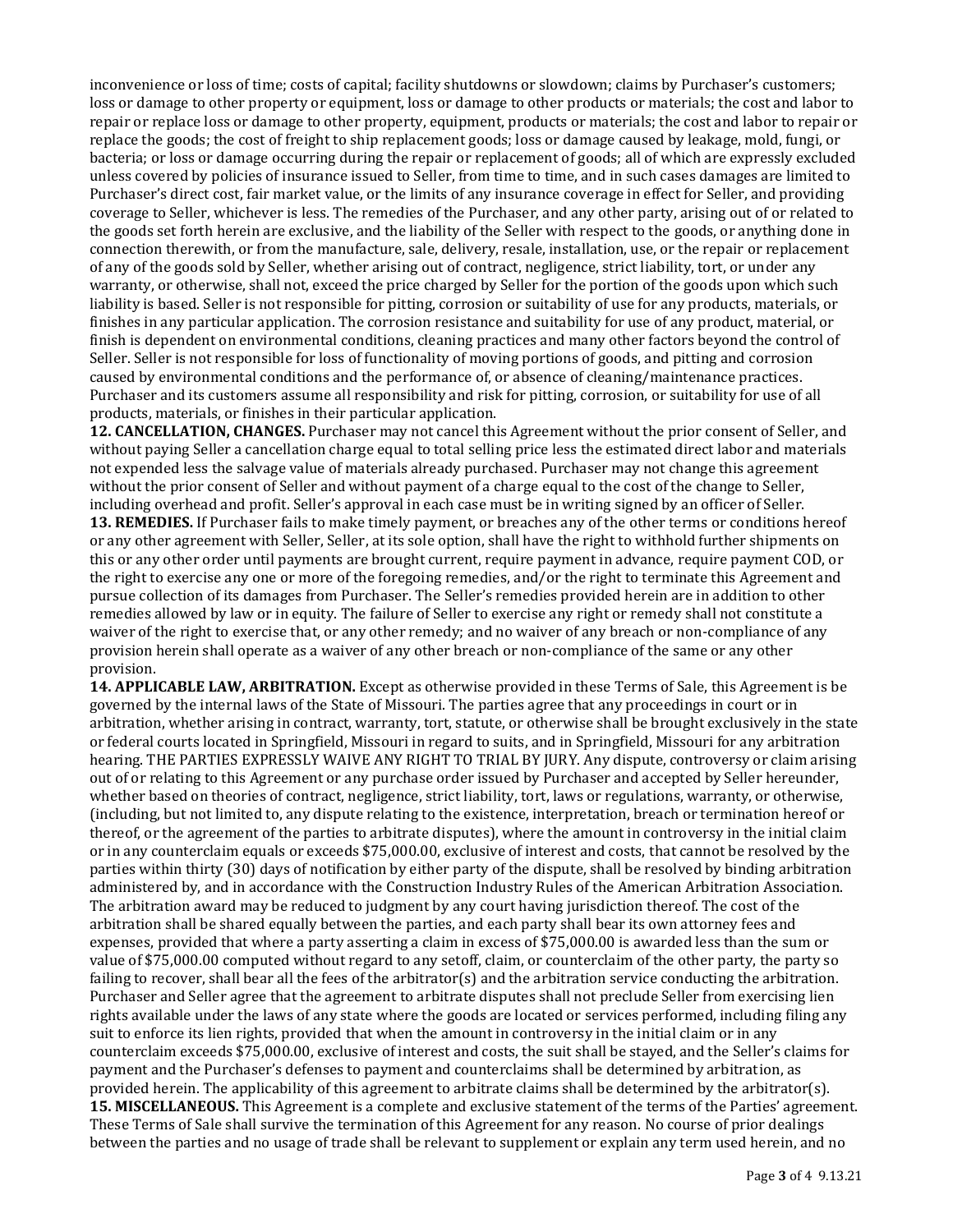inconvenience or loss of time; costs of capital; facility shutdowns or slowdown; claims by Purchaser's customers; loss or damage to other property or equipment, loss or damage to other products or materials; the cost and labor to repair or replace loss or damage to other property, equipment, products or materials; the cost and labor to repair or replace the goods; the cost of freight to ship replacement goods; loss or damage caused by leakage, mold, fungi, or bacteria; or loss or damage occurring during the repair or replacement of goods; all of which are expressly excluded unless covered by policies of insurance issued to Seller, from time to time, and in such cases damages are limited to Purchaser's direct cost, fair market value, or the limits of any insurance coverage in effect for Seller, and providing coverage to Seller, whichever is less. The remedies of the Purchaser, and any other party, arising out of or related to the goods set forth herein are exclusive, and the liability of the Seller with respect to the goods, or anything done in connection therewith, or from the manufacture, sale, delivery, resale, installation, use, or the repair or replacement of any of the goods sold by Seller, whether arising out of contract, negligence, strict liability, tort, or under any warranty, or otherwise, shall not, exceed the price charged by Seller for the portion of the goods upon which such liability is based. Seller is not responsible for pitting, corrosion or suitability of use for any products, materials, or finishes in any particular application. The corrosion resistance and suitability for use of any product, material, or finish is dependent on environmental conditions, cleaning practices and many other factors beyond the control of Seller. Seller is not responsible for loss of functionality of moving portions of goods, and pitting and corrosion caused by environmental conditions and the performance of, or absence of cleaning/maintenance practices. Purchaser and its customers assume all responsibility and risk for pitting, corrosion, or suitability for use of all products, materials, or finishes in their particular application.

**12. CANCELLATION, CHANGES.** Purchaser may not cancel this Agreement without the prior consent of Seller, and without paying Seller a cancellation charge equal to total selling price less the estimated direct labor and materials not expended less the salvage value of materials already purchased. Purchaser may not change this agreement without the prior consent of Seller and without payment of a charge equal to the cost of the change to Seller, including overhead and profit. Seller's approval in each case must be in writing signed by an officer of Seller.

**13. REMEDIES.** If Purchaser fails to make timely payment, or breaches any of the other terms or conditions hereof or any other agreement with Seller, Seller, at its sole option, shall have the right to withhold further shipments on this or any other order until payments are brought current, require payment in advance, require payment COD, or the right to exercise any one or more of the foregoing remedies, and/or the right to terminate this Agreement and pursue collection of its damages from Purchaser. The Seller's remedies provided herein are in addition to other remedies allowed by law or in equity. The failure of Seller to exercise any right or remedy shall not constitute a waiver of the right to exercise that, or any other remedy; and no waiver of any breach or non-compliance of any provision herein shall operate as a waiver of any other breach or non-compliance of the same or any other provision.

**14. APPLICABLE LAW, ARBITRATION.** Except as otherwise provided in these Terms of Sale, this Agreement is be governed by the internal laws of the State of Missouri. The parties agree that any proceedings in court or in arbitration, whether arising in contract, warranty, tort, statute, or otherwise shall be brought exclusively in the state or federal courts located in Springfield, Missouri in regard to suits, and in Springfield, Missouri for any arbitration hearing. THE PARTIES EXPRESSLY WAIVE ANY RIGHT TO TRIAL BY JURY. Any dispute, controversy or claim arising out of or relating to this Agreement or any purchase order issued by Purchaser and accepted by Seller hereunder, whether based on theories of contract, negligence, strict liability, tort, laws or regulations, warranty, or otherwise, (including, but not limited to, any dispute relating to the existence, interpretation, breach or termination hereof or thereof, or the agreement of the parties to arbitrate disputes), where the amount in controversy in the initial claim or in any counterclaim equals or exceeds $75,000.00, exclusive of interest and costs, that cannot be resolved by the parties within thirty (30) days of notification by either party of the dispute, shall be resolved by binding arbitration administered by, and in accordance with the Construction Industry Rules of the American Arbitration Association. The arbitration award may be reduced to judgment by any court having jurisdiction thereof. The cost of the arbitration shall be shared equally between the parties, and each party shall bear its own attorney fees and expenses, provided that where a party asserting a claim in excess of $75,000.00 is awarded less than the sum or value of $75,000.00 computed without regard to any setoff, claim, or counterclaim of the other party, the party so failing to recover, shall bear all the fees of the arbitrator(s) and the arbitration service conducting the arbitration. Purchaser and Seller agree that the agreement to arbitrate disputes shall not preclude Seller from exercising lien rights available under the laws of any state where the goods are located or services performed, including filing any suit to enforce its lien rights, provided that when the amount in controversy in the initial claim or in any counterclaim exceeds $75,000.00, exclusive of interest and costs, the suit shall be stayed, and the Seller's claims for payment and the Purchaser's defenses to payment and counterclaims shall be determined by arbitration, as provided herein. The applicability of this agreement to arbitrate claims shall be determined by the arbitrator(s).

**15. MISCELLANEOUS.** This Agreement is a complete and exclusive statement of the terms of the Parties' agreement. These Terms of Sale shall survive the termination of this Agreement for any reason. No course of prior dealings between the parties and no usage of trade shall be relevant to supplement or explain any term used herein, and no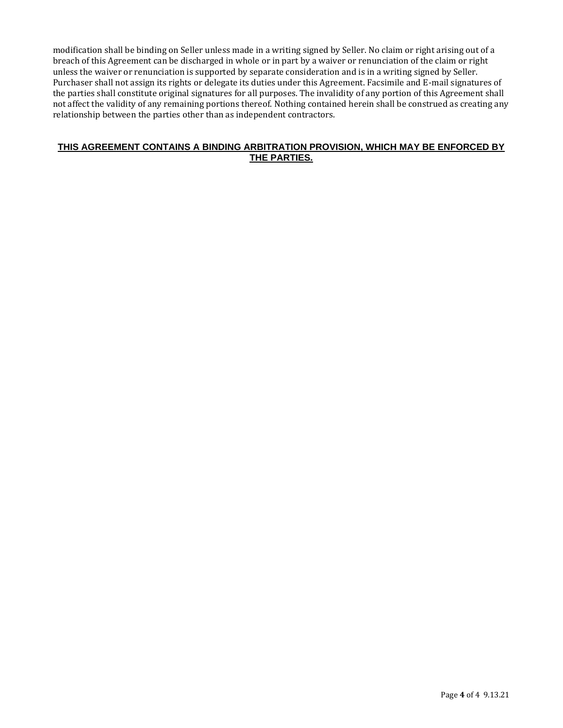modification shall be binding on Seller unless made in a writing signed by Seller. No claim or right arising out of a breach of this Agreement can be discharged in whole or in part by a waiver or renunciation of the claim or right unless the waiver or renunciation is supported by separate consideration and is in a writing signed by Seller. Purchaser shall not assign its rights or delegate its duties under this Agreement. Facsimile and E-mail signatures of the parties shall constitute original signatures for all purposes. The invalidity of any portion of this Agreement shall not affect the validity of any remaining portions thereof. Nothing contained herein shall be construed as creating any relationship between the parties other than as independent contractors.

**THIS AGREEMENT CONTAINS A BINDING ARBITRATION PROVISION, WHICH MAY BE ENFORCED BY THE PARTIES.**